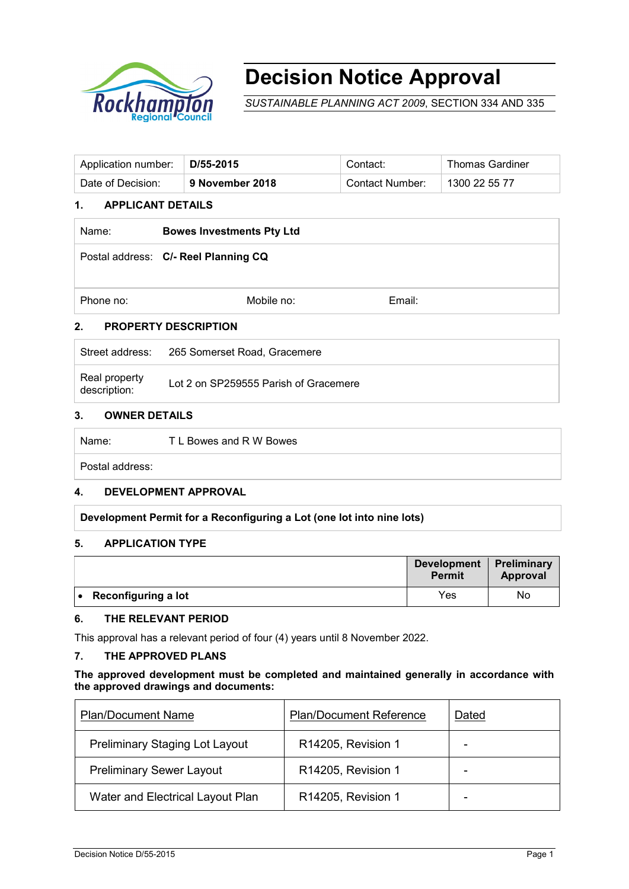# Decision Notice Approval

*SUSTAINABLE PLANNING ACT 2009*, SECTION 334 AND 335

| Application number: | **D/55-2015** | Contact: | Thomas Gardiner |
|---|---|---|---|
| Date of Decision: | **9 November 2018** | Contact Number: | 1300 22 55 77 |

## 1. APPLICANT DETAILS

| Name: | **Bowes Investments Pty Ltd** | |
|---|---|---|
| Postal address: | **C/- Reel Planning CQ** | |
| Phone no: | Mobile no: | Email: |

## 2. PROPERTY DESCRIPTION

| Street address: | 265 Somerset Road, Gracemere |
|---|---|
| Real property description: | Lot 2 on SP259555 Parish of Gracemere |

## 3. OWNER DETAILS

| Name: | T L Bowes and R W Bowes |
|---|---|
| Postal address: | |

## 4. DEVELOPMENT APPROVAL

**Development Permit for a Reconfiguring a Lot (one lot into nine lots)**

## 5. APPLICATION TYPE

| | Development Permit | Preliminary Approval |
|---|---|---|
| • **Reconfiguring a lot** | Yes | No |

## 6. THE RELEVANT PERIOD

This approval has a relevant period of four (4) years until 8 November 2022.

## 7. THE APPROVED PLANS

**The approved development must be completed and maintained generally in accordance with the approved drawings and documents:**

| Plan/Document Name | Plan/Document Reference | Dated |
|---|---|---|
| Preliminary Staging Lot Layout | R14205, Revision 1 | - |
| Preliminary Sewer Layout | R14205, Revision 1 | - |
| Water and Electrical Layout Plan | R14205, Revision 1 | - |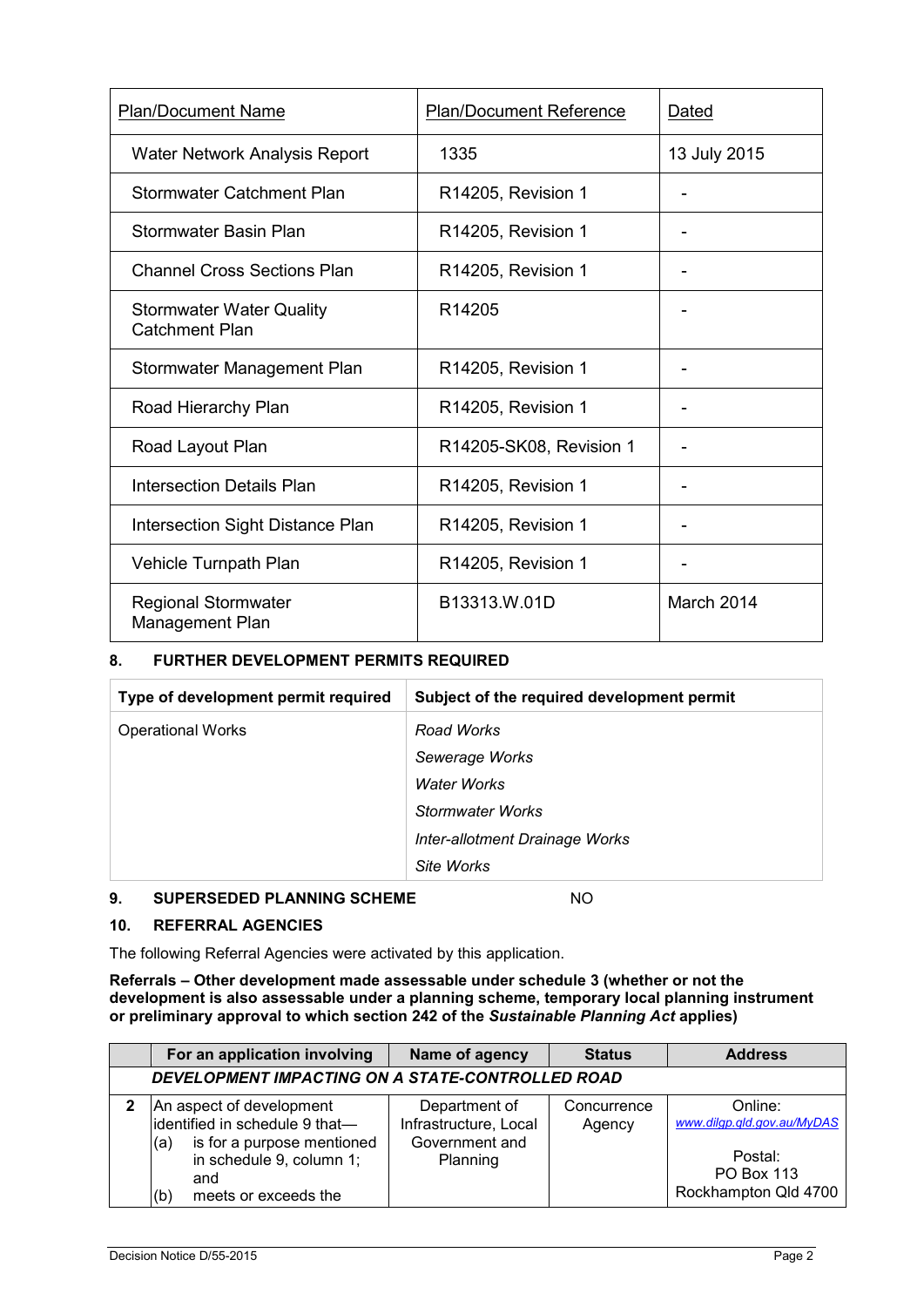| Plan/Document Name | Plan/Document Reference | Dated |
|---|---|---|
| Water Network Analysis Report | 1335 | 13 July 2015 |
| Stormwater Catchment Plan | R14205, Revision 1 | - |
| Stormwater Basin Plan | R14205, Revision 1 | - |
| Channel Cross Sections Plan | R14205, Revision 1 | - |
| Stormwater Water Quality Catchment Plan | R14205 | - |
| Stormwater Management Plan | R14205, Revision 1 | - |
| Road Hierarchy Plan | R14205, Revision 1 | - |
| Road Layout Plan | R14205-SK08, Revision 1 | - |
| Intersection Details Plan | R14205, Revision 1 | - |
| Intersection Sight Distance Plan | R14205, Revision 1 | - |
| Vehicle Turnpath Plan | R14205, Revision 1 | - |
| Regional Stormwater Management Plan | B13313.W.01D | March 2014 |

## 8. FURTHER DEVELOPMENT PERMITS REQUIRED

| Type of development permit required | Subject of the required development permit |
|---|---|
| Operational Works | *Road Works*<br>*Sewerage Works*<br>*Water Works*<br>*Stormwater Works*<br>*Inter-allotment Drainage Works*<br>*Site Works* |

## 9. SUPERSEDED PLANNING SCHEME NO

## 10. REFERRAL AGENCIES

The following Referral Agencies were activated by this application.

**Referrals – Other development made assessable under schedule 3 (whether or not the development is also assessable under a planning scheme, temporary local planning instrument or preliminary approval to which section 242 of the *Sustainable Planning Act* applies)**

| | For an application involving | Name of agency | Status | Address |
|---|---|---|---|---|
| | ***DEVELOPMENT IMPACTING ON A STATE-CONTROLLED ROAD*** | | | |
| 2 | An aspect of development identified in schedule 9 that—<br>(a) is for a purpose mentioned in schedule 9, column 1; and<br>(b) meets or exceeds the | Department of Infrastructure, Local Government and Planning | Concurrence Agency | Online: www.dilgp.qld.gov.au/MyDAS<br><br>Postal: PO Box 113 Rockhampton Qld 4700 |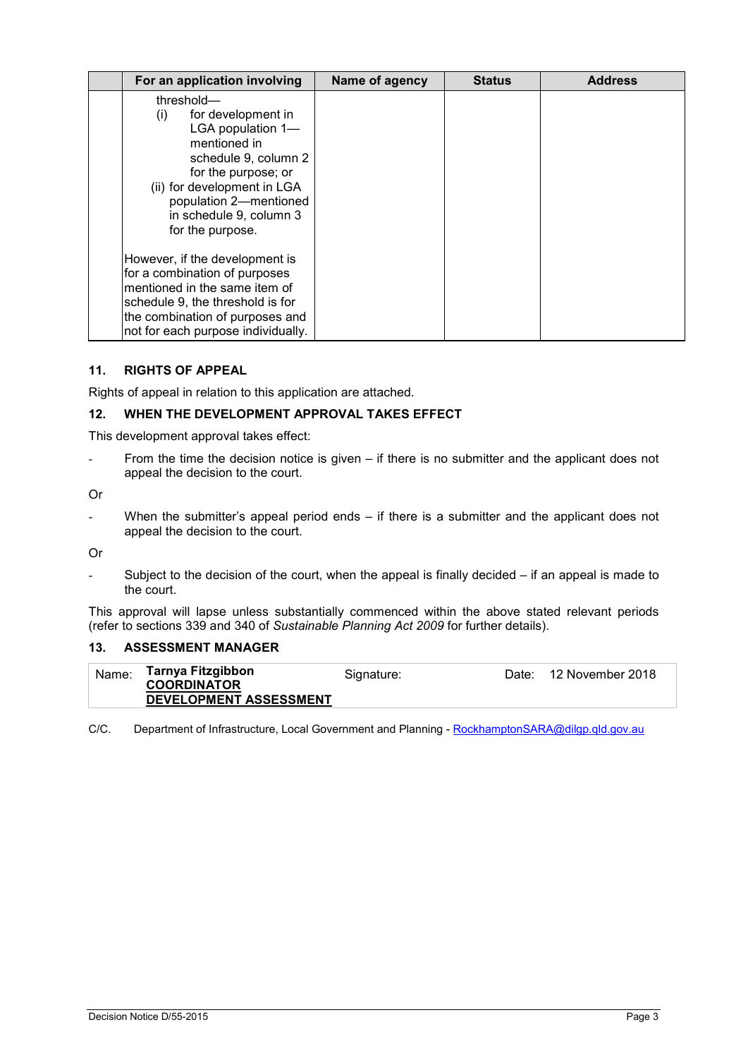| | For an application involving | Name of agency | Status | Address |
|---|---|---|---|---|
| | threshold—<br>(i) for development in LGA population 1—mentioned in schedule 9, column 2 for the purpose; or<br>(ii) for development in LGA population 2—mentioned in schedule 9, column 3 for the purpose.<br><br>However, if the development is for a combination of purposes mentioned in the same item of schedule 9, the threshold is for the combination of purposes and not for each purpose individually. | | | |

## 11. RIGHTS OF APPEAL

Rights of appeal in relation to this application are attached.

## 12. WHEN THE DEVELOPMENT APPROVAL TAKES EFFECT

This development approval takes effect:

- From the time the decision notice is given – if there is no submitter and the applicant does not appeal the decision to the court.

Or

- When the submitter's appeal period ends – if there is a submitter and the applicant does not appeal the decision to the court.

Or

- Subject to the decision of the court, when the appeal is finally decided – if an appeal is made to the court.

This approval will lapse unless substantially commenced within the above stated relevant periods (refer to sections 339 and 340 of *Sustainable Planning Act 2009* for further details).

## 13. ASSESSMENT MANAGER

| Name: | **Tarnya Fitzgibbon**<br>**COORDINATOR**<br>**DEVELOPMENT ASSESSMENT** | Signature: | Date: | 12 November 2018 |
|---|---|---|---|---|

C/C. Department of Infrastructure, Local Government and Planning - RockhamptonSARA@dilgp.qld.gov.au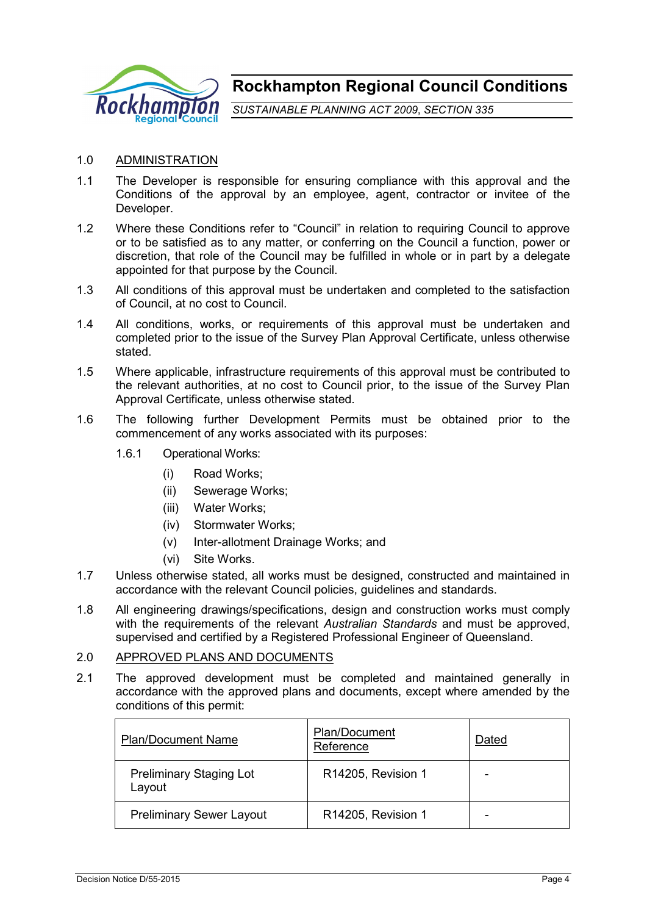# Rockhampton Regional Council Conditions

*SUSTAINABLE PLANNING ACT 2009, SECTION 335*

1.0 ADMINISTRATION

1.1 The Developer is responsible for ensuring compliance with this approval and the Conditions of the approval by an employee, agent, contractor or invitee of the Developer.

1.2 Where these Conditions refer to "Council" in relation to requiring Council to approve or to be satisfied as to any matter, or conferring on the Council a function, power or discretion, that role of the Council may be fulfilled in whole or in part by a delegate appointed for that purpose by the Council.

1.3 All conditions of this approval must be undertaken and completed to the satisfaction of Council, at no cost to Council.

1.4 All conditions, works, or requirements of this approval must be undertaken and completed prior to the issue of the Survey Plan Approval Certificate, unless otherwise stated.

1.5 Where applicable, infrastructure requirements of this approval must be contributed to the relevant authorities, at no cost to Council prior, to the issue of the Survey Plan Approval Certificate, unless otherwise stated.

1.6 The following further Development Permits must be obtained prior to the commencement of any works associated with its purposes:

1.6.1 Operational Works:

(i) Road Works;

(ii) Sewerage Works;

(iii) Water Works;

(iv) Stormwater Works;

(v) Inter-allotment Drainage Works; and

(vi) Site Works.

1.7 Unless otherwise stated, all works must be designed, constructed and maintained in accordance with the relevant Council policies, guidelines and standards.

1.8 All engineering drawings/specifications, design and construction works must comply with the requirements of the relevant *Australian Standards* and must be approved, supervised and certified by a Registered Professional Engineer of Queensland.

2.0 APPROVED PLANS AND DOCUMENTS

2.1 The approved development must be completed and maintained generally in accordance with the approved plans and documents, except where amended by the conditions of this permit:

| Plan/Document Name | Plan/Document Reference | Dated |
|---|---|---|
| Preliminary Staging Lot Layout | R14205, Revision 1 | - |
| Preliminary Sewer Layout | R14205, Revision 1 | - |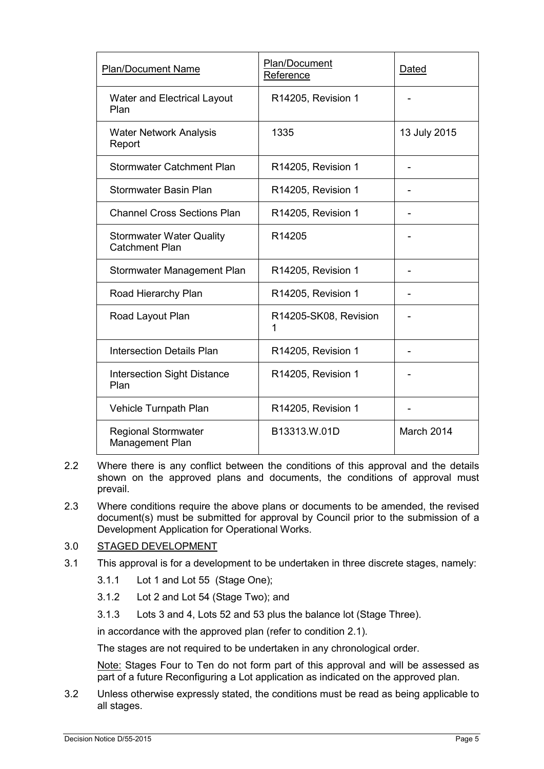| Plan/Document Name | Plan/Document Reference | Dated |
| --- | --- | --- |
| Water and Electrical Layout Plan | R14205, Revision 1 | - |
| Water Network Analysis Report | 1335 | 13 July 2015 |
| Stormwater Catchment Plan | R14205, Revision 1 | - |
| Stormwater Basin Plan | R14205, Revision 1 | - |
| Channel Cross Sections Plan | R14205, Revision 1 | - |
| Stormwater Water Quality Catchment Plan | R14205 | - |
| Stormwater Management Plan | R14205, Revision 1 | - |
| Road Hierarchy Plan | R14205, Revision 1 | - |
| Road Layout Plan | R14205-SK08, Revision 1 | - |
| Intersection Details Plan | R14205, Revision 1 | - |
| Intersection Sight Distance Plan | R14205, Revision 1 | - |
| Vehicle Turnpath Plan | R14205, Revision 1 | - |
| Regional Stormwater Management Plan | B13313.W.01D | March 2014 |

2.2 Where there is any conflict between the conditions of this approval and the details shown on the approved plans and documents, the conditions of approval must prevail.

2.3 Where conditions require the above plans or documents to be amended, the revised document(s) must be submitted for approval by Council prior to the submission of a Development Application for Operational Works.

3.0 STAGED DEVELOPMENT

3.1 This approval is for a development to be undertaken in three discrete stages, namely:

3.1.1 Lot 1 and Lot 55 (Stage One);

3.1.2 Lot 2 and Lot 54 (Stage Two); and

3.1.3 Lots 3 and 4, Lots 52 and 53 plus the balance lot (Stage Three).

in accordance with the approved plan (refer to condition 2.1).

The stages are not required to be undertaken in any chronological order.

Note: Stages Four to Ten do not form part of this approval and will be assessed as part of a future Reconfiguring a Lot application as indicated on the approved plan.

3.2 Unless otherwise expressly stated, the conditions must be read as being applicable to all stages.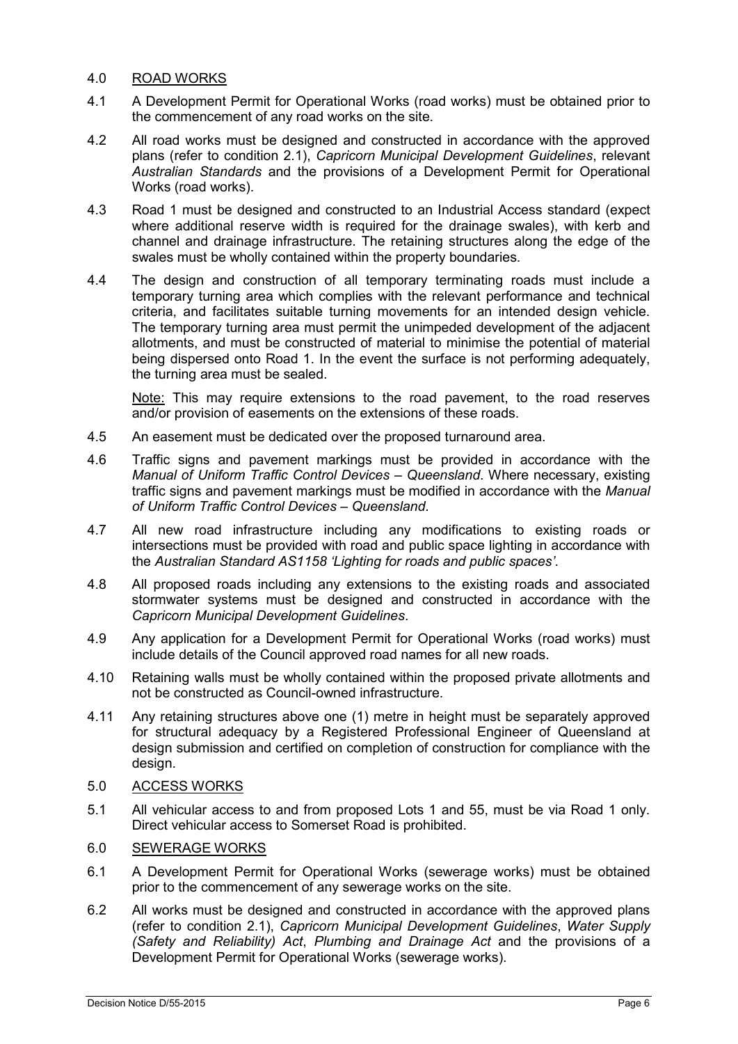## 4.0 ROAD WORKS

4.1 A Development Permit for Operational Works (road works) must be obtained prior to the commencement of any road works on the site.

4.2 All road works must be designed and constructed in accordance with the approved plans (refer to condition 2.1), *Capricorn Municipal Development Guidelines*, relevant *Australian Standards* and the provisions of a Development Permit for Operational Works (road works).

4.3 Road 1 must be designed and constructed to an Industrial Access standard (expect where additional reserve width is required for the drainage swales), with kerb and channel and drainage infrastructure. The retaining structures along the edge of the swales must be wholly contained within the property boundaries.

4.4 The design and construction of all temporary terminating roads must include a temporary turning area which complies with the relevant performance and technical criteria, and facilitates suitable turning movements for an intended design vehicle. The temporary turning area must permit the unimpeded development of the adjacent allotments, and must be constructed of material to minimise the potential of material being dispersed onto Road 1. In the event the surface is not performing adequately, the turning area must be sealed.

Note: This may require extensions to the road pavement, to the road reserves and/or provision of easements on the extensions of these roads.

4.5 An easement must be dedicated over the proposed turnaround area.

4.6 Traffic signs and pavement markings must be provided in accordance with the *Manual of Uniform Traffic Control Devices – Queensland*. Where necessary, existing traffic signs and pavement markings must be modified in accordance with the *Manual of Uniform Traffic Control Devices – Queensland*.

4.7 All new road infrastructure including any modifications to existing roads or intersections must be provided with road and public space lighting in accordance with the *Australian Standard AS1158 'Lighting for roads and public spaces'*.

4.8 All proposed roads including any extensions to the existing roads and associated stormwater systems must be designed and constructed in accordance with the *Capricorn Municipal Development Guidelines*.

4.9 Any application for a Development Permit for Operational Works (road works) must include details of the Council approved road names for all new roads.

4.10 Retaining walls must be wholly contained within the proposed private allotments and not be constructed as Council-owned infrastructure.

4.11 Any retaining structures above one (1) metre in height must be separately approved for structural adequacy by a Registered Professional Engineer of Queensland at design submission and certified on completion of construction for compliance with the design.

## 5.0 ACCESS WORKS

5.1 All vehicular access to and from proposed Lots 1 and 55, must be via Road 1 only. Direct vehicular access to Somerset Road is prohibited.

## 6.0 SEWERAGE WORKS

6.1 A Development Permit for Operational Works (sewerage works) must be obtained prior to the commencement of any sewerage works on the site.

6.2 All works must be designed and constructed in accordance with the approved plans (refer to condition 2.1), *Capricorn Municipal Development Guidelines*, *Water Supply (Safety and Reliability) Act*, *Plumbing and Drainage Act* and the provisions of a Development Permit for Operational Works (sewerage works).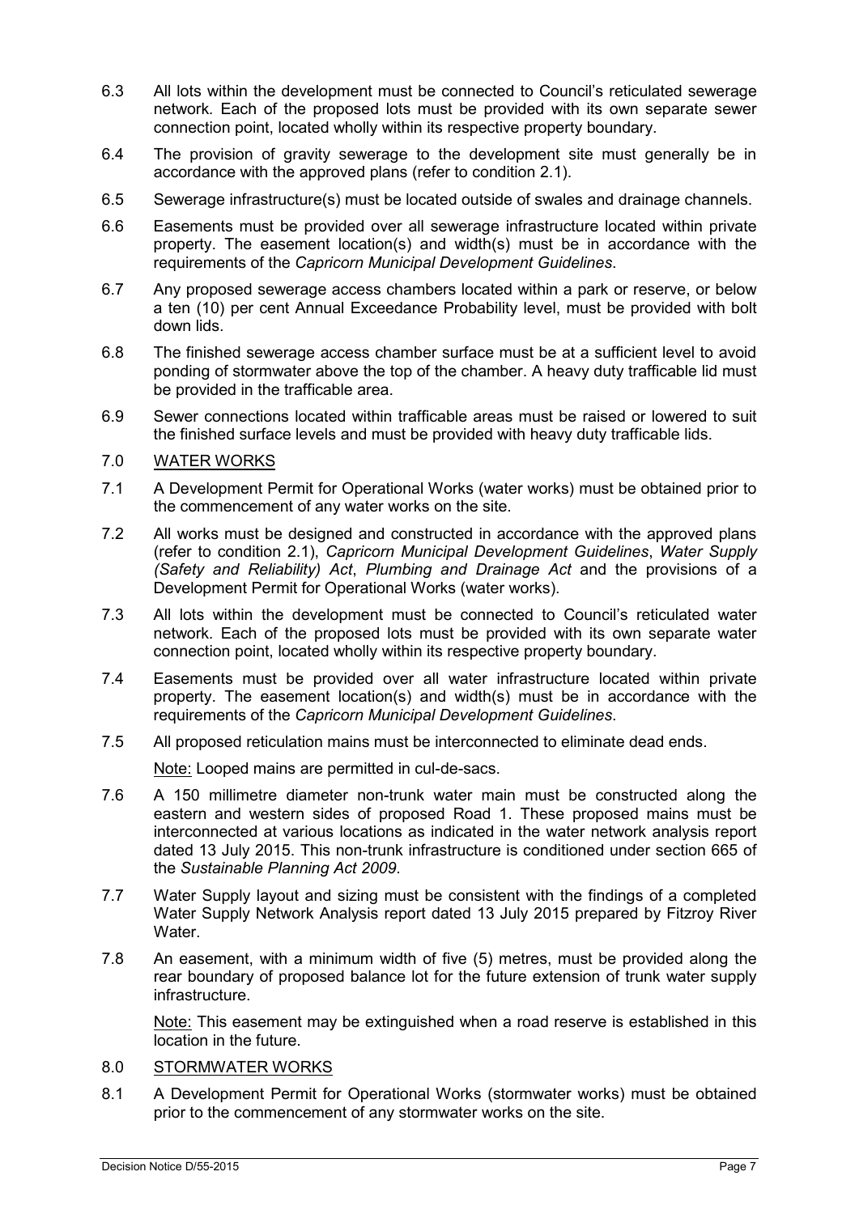6.3 All lots within the development must be connected to Council's reticulated sewerage network. Each of the proposed lots must be provided with its own separate sewer connection point, located wholly within its respective property boundary.

6.4 The provision of gravity sewerage to the development site must generally be in accordance with the approved plans (refer to condition 2.1).

6.5 Sewerage infrastructure(s) must be located outside of swales and drainage channels.

6.6 Easements must be provided over all sewerage infrastructure located within private property. The easement location(s) and width(s) must be in accordance with the requirements of the *Capricorn Municipal Development Guidelines*.

6.7 Any proposed sewerage access chambers located within a park or reserve, or below a ten (10) per cent Annual Exceedance Probability level, must be provided with bolt down lids.

6.8 The finished sewerage access chamber surface must be at a sufficient level to avoid ponding of stormwater above the top of the chamber. A heavy duty trafficable lid must be provided in the trafficable area.

6.9 Sewer connections located within trafficable areas must be raised or lowered to suit the finished surface levels and must be provided with heavy duty trafficable lids.

7.0 <u>WATER WORKS</u>

7.1 A Development Permit for Operational Works (water works) must be obtained prior to the commencement of any water works on the site.

7.2 All works must be designed and constructed in accordance with the approved plans (refer to condition 2.1), *Capricorn Municipal Development Guidelines*, *Water Supply (Safety and Reliability) Act*, *Plumbing and Drainage Act* and the provisions of a Development Permit for Operational Works (water works).

7.3 All lots within the development must be connected to Council's reticulated water network. Each of the proposed lots must be provided with its own separate water connection point, located wholly within its respective property boundary.

7.4 Easements must be provided over all water infrastructure located within private property. The easement location(s) and width(s) must be in accordance with the requirements of the *Capricorn Municipal Development Guidelines*.

7.5 All proposed reticulation mains must be interconnected to eliminate dead ends.

<u>Note:</u> Looped mains are permitted in cul-de-sacs.

7.6 A 150 millimetre diameter non-trunk water main must be constructed along the eastern and western sides of proposed Road 1. These proposed mains must be interconnected at various locations as indicated in the water network analysis report dated 13 July 2015. This non-trunk infrastructure is conditioned under section 665 of the *Sustainable Planning Act 2009*.

7.7 Water Supply layout and sizing must be consistent with the findings of a completed Water Supply Network Analysis report dated 13 July 2015 prepared by Fitzroy River Water.

7.8 An easement, with a minimum width of five (5) metres, must be provided along the rear boundary of proposed balance lot for the future extension of trunk water supply infrastructure.

<u>Note:</u> This easement may be extinguished when a road reserve is established in this location in the future.

8.0 <u>STORMWATER WORKS</u>

8.1 A Development Permit for Operational Works (stormwater works) must be obtained prior to the commencement of any stormwater works on the site.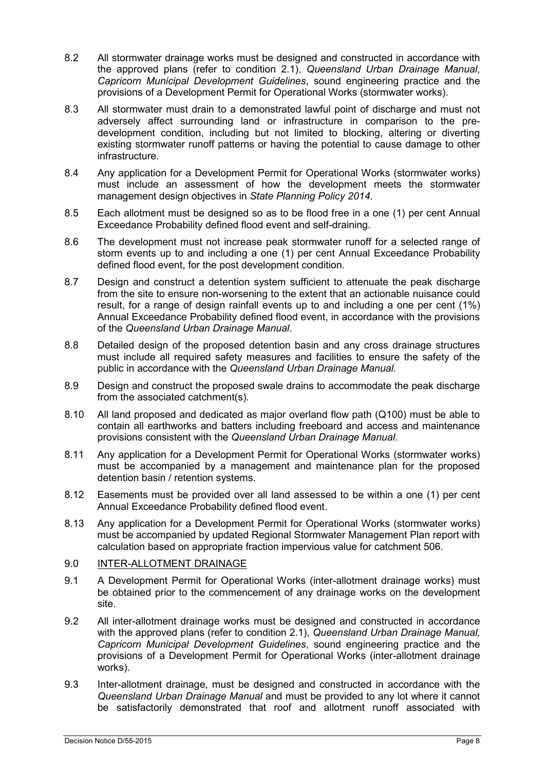8.2 All stormwater drainage works must be designed and constructed in accordance with the approved plans (refer to condition 2.1), *Queensland Urban Drainage Manual*, *Capricorn Municipal Development Guidelines*, sound engineering practice and the provisions of a Development Permit for Operational Works (stormwater works).

8.3 All stormwater must drain to a demonstrated lawful point of discharge and must not adversely affect surrounding land or infrastructure in comparison to the pre-development condition, including but not limited to blocking, altering or diverting existing stormwater runoff patterns or having the potential to cause damage to other infrastructure.

8.4 Any application for a Development Permit for Operational Works (stormwater works) must include an assessment of how the development meets the stormwater management design objectives in *State Planning Policy 2014*.

8.5 Each allotment must be designed so as to be flood free in a one (1) per cent Annual Exceedance Probability defined flood event and self-draining.

8.6 The development must not increase peak stormwater runoff for a selected range of storm events up to and including a one (1) per cent Annual Exceedance Probability defined flood event, for the post development condition.

8.7 Design and construct a detention system sufficient to attenuate the peak discharge from the site to ensure non-worsening to the extent that an actionable nuisance could result, for a range of design rainfall events up to and including a one per cent (1%) Annual Exceedance Probability defined flood event, in accordance with the provisions of the *Queensland Urban Drainage Manual*.

8.8 Detailed design of the proposed detention basin and any cross drainage structures must include all required safety measures and facilities to ensure the safety of the public in accordance with the *Queensland Urban Drainage Manual.*

8.9 Design and construct the proposed swale drains to accommodate the peak discharge from the associated catchment(s).

8.10 All land proposed and dedicated as major overland flow path (Q100) must be able to contain all earthworks and batters including freeboard and access and maintenance provisions consistent with the *Queensland Urban Drainage Manual*.

8.11 Any application for a Development Permit for Operational Works (stormwater works) must be accompanied by a management and maintenance plan for the proposed detention basin / retention systems.

8.12 Easements must be provided over all land assessed to be within a one (1) per cent Annual Exceedance Probability defined flood event.

8.13 Any application for a Development Permit for Operational Works (stormwater works) must be accompanied by updated Regional Stormwater Management Plan report with calculation based on appropriate fraction impervious value for catchment 506.

9.0 <u>INTER-ALLOTMENT DRAINAGE</u>

9.1 A Development Permit for Operational Works (inter-allotment drainage works) must be obtained prior to the commencement of any drainage works on the development site.

9.2 All inter-allotment drainage works must be designed and constructed in accordance with the approved plans (refer to condition 2.1), *Queensland Urban Drainage Manual, Capricorn Municipal Development Guidelines*, sound engineering practice and the provisions of a Development Permit for Operational Works (inter-allotment drainage works).

9.3 Inter-allotment drainage, must be designed and constructed in accordance with the *Queensland Urban Drainage Manual* and must be provided to any lot where it cannot be satisfactorily demonstrated that roof and allotment runoff associated with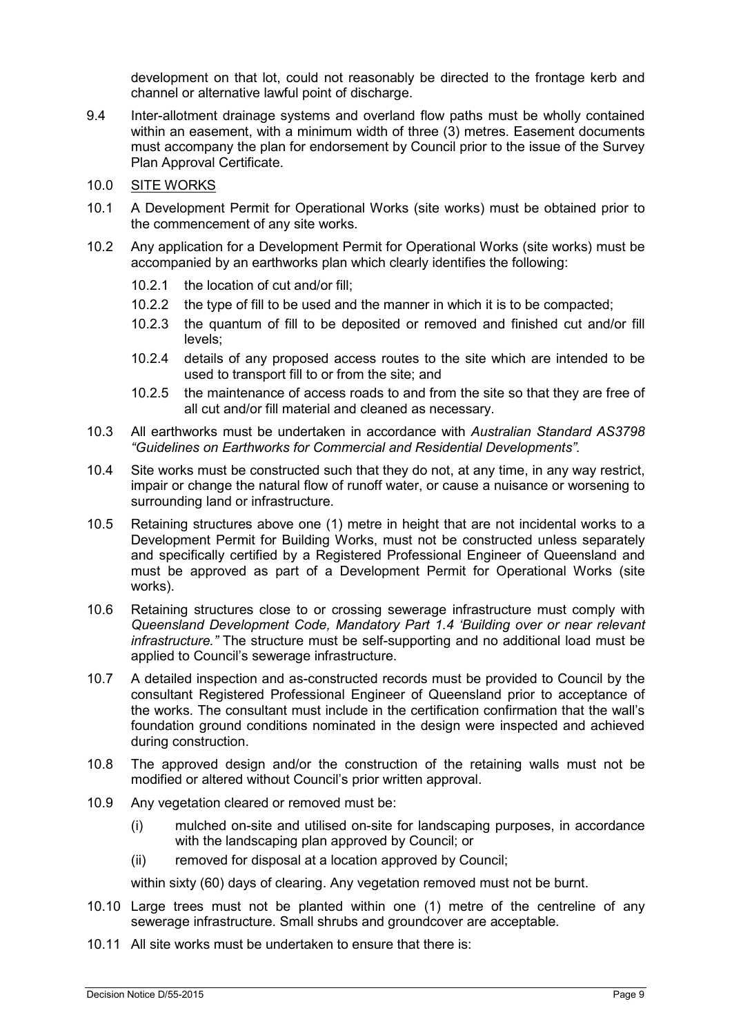development on that lot, could not reasonably be directed to the frontage kerb and channel or alternative lawful point of discharge.

9.4 Inter-allotment drainage systems and overland flow paths must be wholly contained within an easement, with a minimum width of three (3) metres. Easement documents must accompany the plan for endorsement by Council prior to the issue of the Survey Plan Approval Certificate.

10.0 SITE WORKS

10.1 A Development Permit for Operational Works (site works) must be obtained prior to the commencement of any site works.

10.2 Any application for a Development Permit for Operational Works (site works) must be accompanied by an earthworks plan which clearly identifies the following:

- 10.2.1 the location of cut and/or fill;
- 10.2.2 the type of fill to be used and the manner in which it is to be compacted;
- 10.2.3 the quantum of fill to be deposited or removed and finished cut and/or fill levels;
- 10.2.4 details of any proposed access routes to the site which are intended to be used to transport fill to or from the site; and
- 10.2.5 the maintenance of access roads to and from the site so that they are free of all cut and/or fill material and cleaned as necessary.

10.3 All earthworks must be undertaken in accordance with *Australian Standard AS3798 "Guidelines on Earthworks for Commercial and Residential Developments".*

10.4 Site works must be constructed such that they do not, at any time, in any way restrict, impair or change the natural flow of runoff water, or cause a nuisance or worsening to surrounding land or infrastructure.

10.5 Retaining structures above one (1) metre in height that are not incidental works to a Development Permit for Building Works, must not be constructed unless separately and specifically certified by a Registered Professional Engineer of Queensland and must be approved as part of a Development Permit for Operational Works (site works).

10.6 Retaining structures close to or crossing sewerage infrastructure must comply with *Queensland Development Code, Mandatory Part 1.4 'Building over or near relevant infrastructure."* The structure must be self-supporting and no additional load must be applied to Council's sewerage infrastructure.

10.7 A detailed inspection and as-constructed records must be provided to Council by the consultant Registered Professional Engineer of Queensland prior to acceptance of the works. The consultant must include in the certification confirmation that the wall's foundation ground conditions nominated in the design were inspected and achieved during construction.

10.8 The approved design and/or the construction of the retaining walls must not be modified or altered without Council's prior written approval.

10.9 Any vegetation cleared or removed must be:

- (i) mulched on-site and utilised on-site for landscaping purposes, in accordance with the landscaping plan approved by Council; or
- (ii) removed for disposal at a location approved by Council;

within sixty (60) days of clearing. Any vegetation removed must not be burnt.

10.10 Large trees must not be planted within one (1) metre of the centreline of any sewerage infrastructure. Small shrubs and groundcover are acceptable.

10.11 All site works must be undertaken to ensure that there is: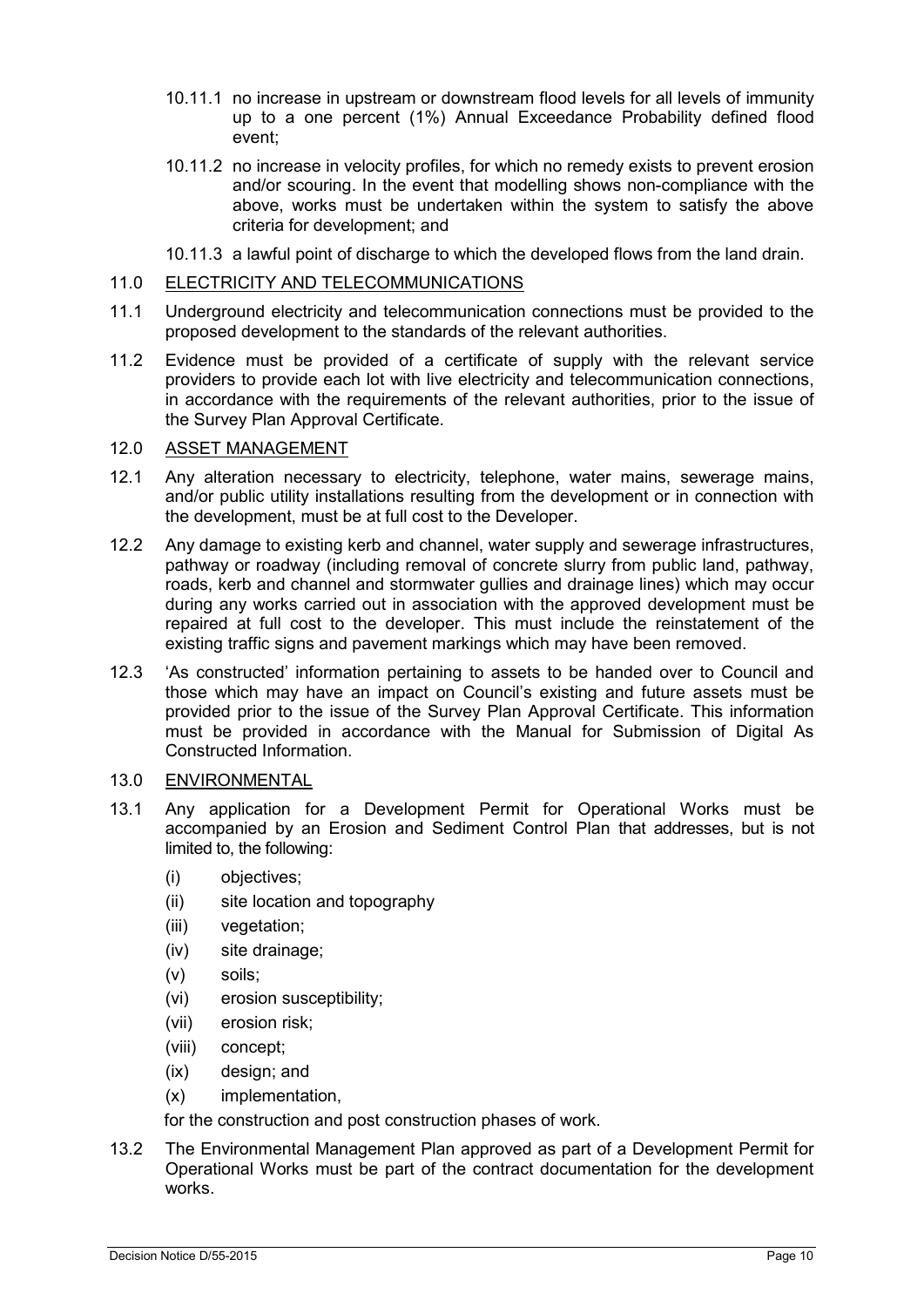10.11.1 no increase in upstream or downstream flood levels for all levels of immunity up to a one percent (1%) Annual Exceedance Probability defined flood event;

10.11.2 no increase in velocity profiles, for which no remedy exists to prevent erosion and/or scouring. In the event that modelling shows non-compliance with the above, works must be undertaken within the system to satisfy the above criteria for development; and

10.11.3 a lawful point of discharge to which the developed flows from the land drain.

## 11.0 ELECTRICITY AND TELECOMMUNICATIONS

11.1 Underground electricity and telecommunication connections must be provided to the proposed development to the standards of the relevant authorities.

11.2 Evidence must be provided of a certificate of supply with the relevant service providers to provide each lot with live electricity and telecommunication connections, in accordance with the requirements of the relevant authorities, prior to the issue of the Survey Plan Approval Certificate.

## 12.0 ASSET MANAGEMENT

12.1 Any alteration necessary to electricity, telephone, water mains, sewerage mains, and/or public utility installations resulting from the development or in connection with the development, must be at full cost to the Developer.

12.2 Any damage to existing kerb and channel, water supply and sewerage infrastructures, pathway or roadway (including removal of concrete slurry from public land, pathway, roads, kerb and channel and stormwater gullies and drainage lines) which may occur during any works carried out in association with the approved development must be repaired at full cost to the developer. This must include the reinstatement of the existing traffic signs and pavement markings which may have been removed.

12.3 'As constructed' information pertaining to assets to be handed over to Council and those which may have an impact on Council's existing and future assets must be provided prior to the issue of the Survey Plan Approval Certificate. This information must be provided in accordance with the Manual for Submission of Digital As Constructed Information.

## 13.0 ENVIRONMENTAL

13.1 Any application for a Development Permit for Operational Works must be accompanied by an Erosion and Sediment Control Plan that addresses, but is not limited to, the following:

- (i) objectives;
- (ii) site location and topography
- (iii) vegetation;
- (iv) site drainage;
- (v) soils;
- (vi) erosion susceptibility;
- (vii) erosion risk;
- (viii) concept;
- (ix) design; and
- (x) implementation,

for the construction and post construction phases of work.

13.2 The Environmental Management Plan approved as part of a Development Permit for Operational Works must be part of the contract documentation for the development works.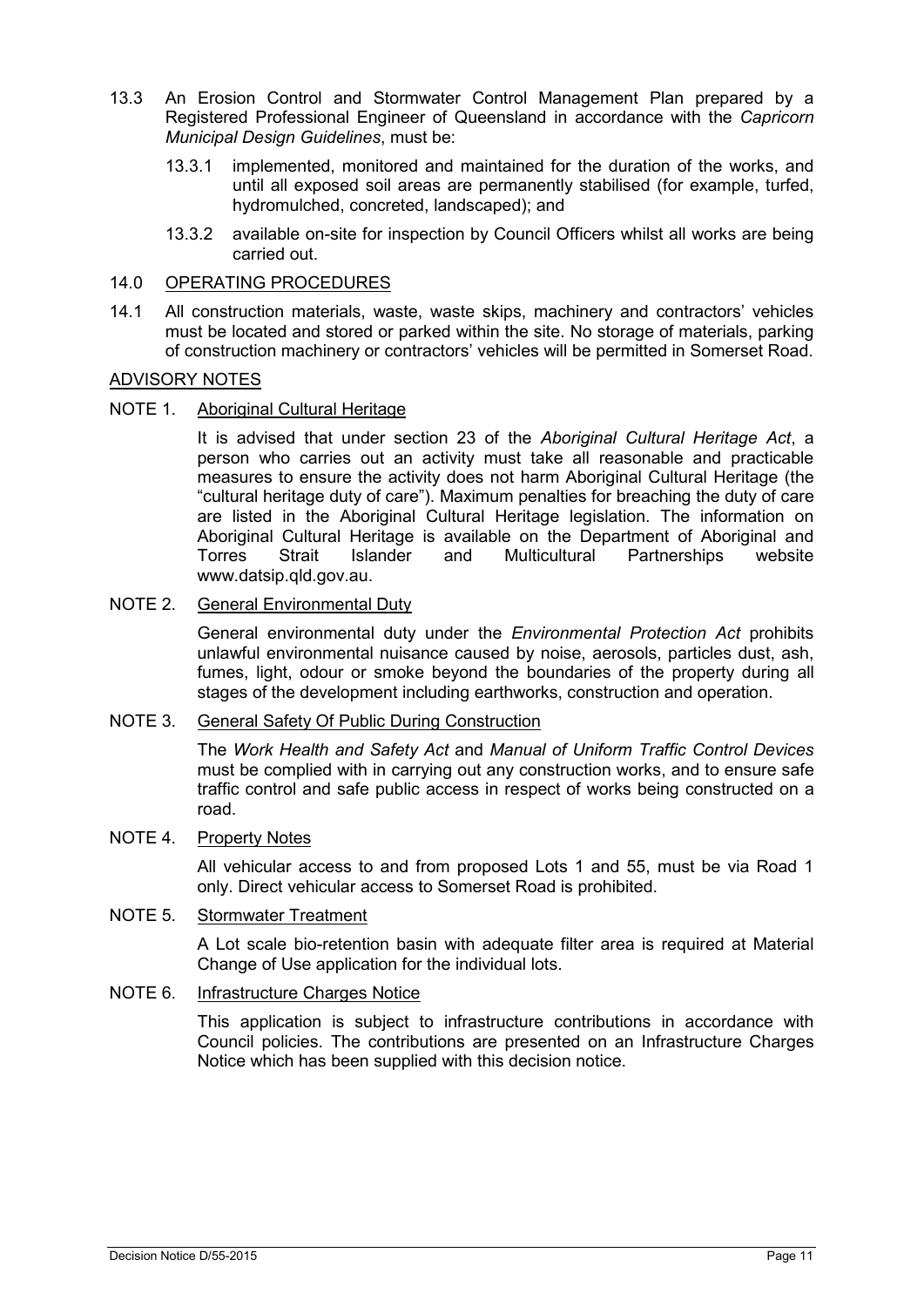13.3 An Erosion Control and Stormwater Control Management Plan prepared by a Registered Professional Engineer of Queensland in accordance with the *Capricorn Municipal Design Guidelines*, must be:

13.3.1 implemented, monitored and maintained for the duration of the works, and until all exposed soil areas are permanently stabilised (for example, turfed, hydromulched, concreted, landscaped); and

13.3.2 available on-site for inspection by Council Officers whilst all works are being carried out.

14.0 OPERATING PROCEDURES

14.1 All construction materials, waste, waste skips, machinery and contractors' vehicles must be located and stored or parked within the site. No storage of materials, parking of construction machinery or contractors' vehicles will be permitted in Somerset Road.

ADVISORY NOTES

NOTE 1. Aboriginal Cultural Heritage

It is advised that under section 23 of the *Aboriginal Cultural Heritage Act*, a person who carries out an activity must take all reasonable and practicable measures to ensure the activity does not harm Aboriginal Cultural Heritage (the "cultural heritage duty of care"). Maximum penalties for breaching the duty of care are listed in the Aboriginal Cultural Heritage legislation. The information on Aboriginal Cultural Heritage is available on the Department of Aboriginal and Torres Strait Islander and Multicultural Partnerships website www.datsip.qld.gov.au.

NOTE 2. General Environmental Duty

General environmental duty under the *Environmental Protection Act* prohibits unlawful environmental nuisance caused by noise, aerosols, particles dust, ash, fumes, light, odour or smoke beyond the boundaries of the property during all stages of the development including earthworks, construction and operation.

NOTE 3. General Safety Of Public During Construction

The *Work Health and Safety Act* and *Manual of Uniform Traffic Control Devices* must be complied with in carrying out any construction works, and to ensure safe traffic control and safe public access in respect of works being constructed on a road.

NOTE 4. Property Notes

All vehicular access to and from proposed Lots 1 and 55, must be via Road 1 only. Direct vehicular access to Somerset Road is prohibited.

NOTE 5. Stormwater Treatment

A Lot scale bio-retention basin with adequate filter area is required at Material Change of Use application for the individual lots.

NOTE 6. Infrastructure Charges Notice

This application is subject to infrastructure contributions in accordance with Council policies. The contributions are presented on an Infrastructure Charges Notice which has been supplied with this decision notice.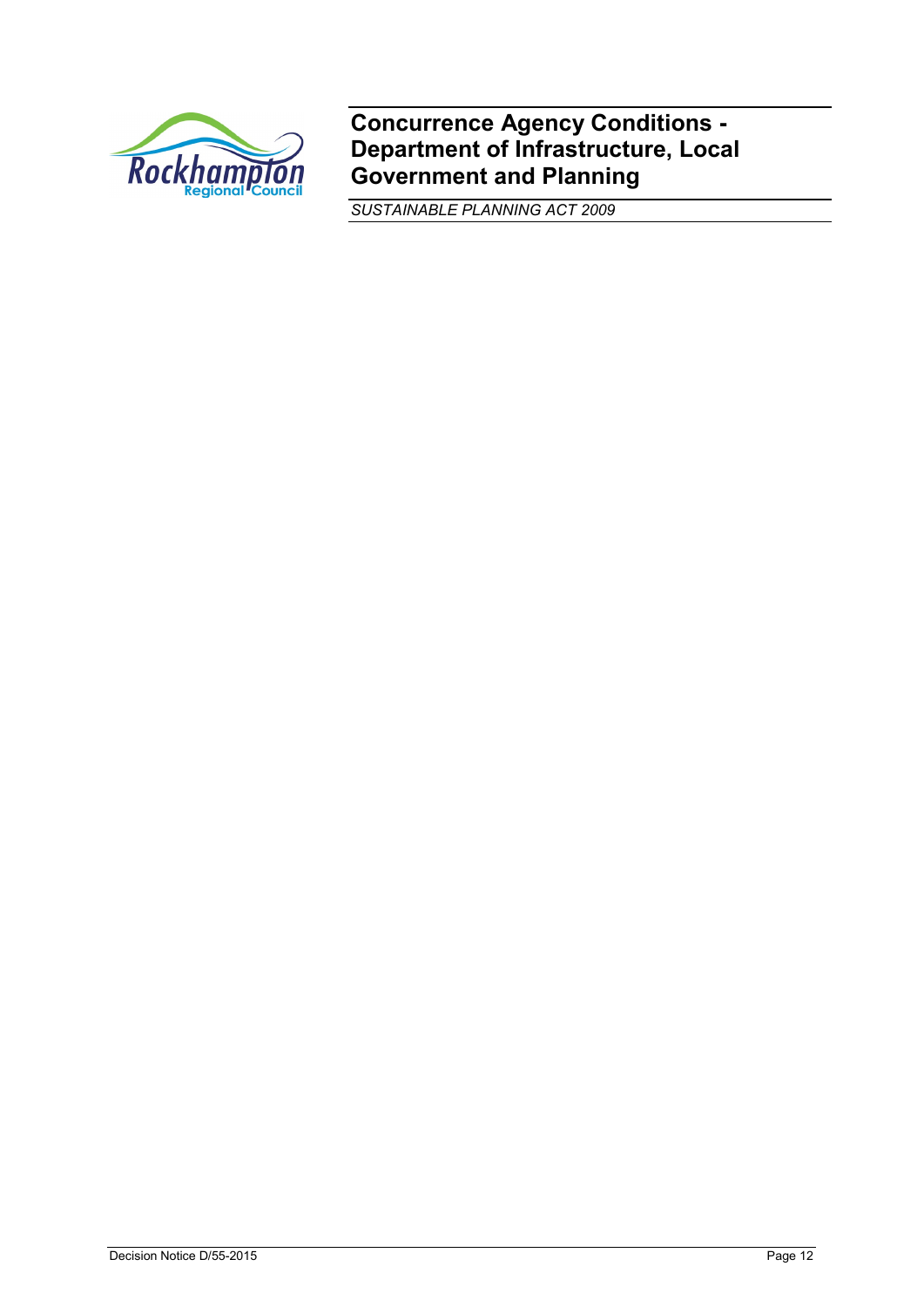# Concurrence Agency Conditions - Department of Infrastructure, Local Government and Planning

*SUSTAINABLE PLANNING ACT 2009*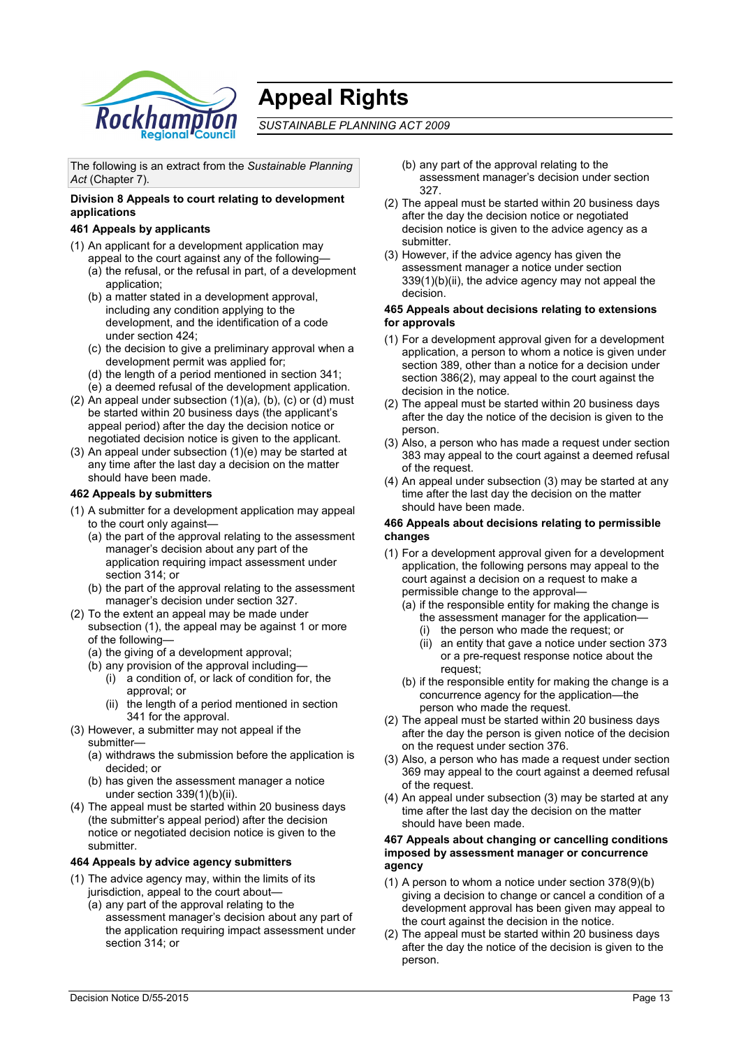# Appeal Rights

*SUSTAINABLE PLANNING ACT 2009*

The following is an extract from the *Sustainable Planning Act* (Chapter 7).

**Division 8 Appeals to court relating to development applications**

**461 Appeals by applicants**

(1) An applicant for a development application may appeal to the court against any of the following—
  (a) the refusal, or the refusal in part, of a development application;
  (b) a matter stated in a development approval, including any condition applying to the development, and the identification of a code under section 424;
  (c) the decision to give a preliminary approval when a development permit was applied for;
  (d) the length of a period mentioned in section 341;
  (e) a deemed refusal of the development application.

(2) An appeal under subsection (1)(a), (b), (c) or (d) must be started within 20 business days (the applicant's appeal period) after the day the decision notice or negotiated decision notice is given to the applicant.

(3) An appeal under subsection (1)(e) may be started at any time after the last day a decision on the matter should have been made.

**462 Appeals by submitters**

(1) A submitter for a development application may appeal to the court only against—
  (a) the part of the approval relating to the assessment manager's decision about any part of the application requiring impact assessment under section 314; or
  (b) the part of the approval relating to the assessment manager's decision under section 327.

(2) To the extent an appeal may be made under subsection (1), the appeal may be against 1 or more of the following—
  (a) the giving of a development approval;
  (b) any provision of the approval including—
    (i) a condition of, or lack of condition for, the approval; or
    (ii) the length of a period mentioned in section 341 for the approval.

(3) However, a submitter may not appeal if the submitter—
  (a) withdraws the submission before the application is decided; or
  (b) has given the assessment manager a notice under section 339(1)(b)(ii).

(4) The appeal must be started within 20 business days (the submitter's appeal period) after the decision notice or negotiated decision notice is given to the submitter.

**464 Appeals by advice agency submitters**

(1) The advice agency may, within the limits of its jurisdiction, appeal to the court about—
  (a) any part of the approval relating to the assessment manager's decision about any part of the application requiring impact assessment under section 314; or
  (b) any part of the approval relating to the assessment manager's decision under section 327.

(2) The appeal must be started within 20 business days after the day the decision notice or negotiated decision notice is given to the advice agency as a submitter.

(3) However, if the advice agency has given the assessment manager a notice under section 339(1)(b)(ii), the advice agency may not appeal the decision.

**465 Appeals about decisions relating to extensions for approvals**

(1) For a development approval given for a development application, a person to whom a notice is given under section 389, other than a notice for a decision under section 386(2), may appeal to the court against the decision in the notice.

(2) The appeal must be started within 20 business days after the day the notice of the decision is given to the person.

(3) Also, a person who has made a request under section 383 may appeal to the court against a deemed refusal of the request.

(4) An appeal under subsection (3) may be started at any time after the last day the decision on the matter should have been made.

**466 Appeals about decisions relating to permissible changes**

(1) For a development approval given for a development application, the following persons may appeal to the court against a decision on a request to make a permissible change to the approval—
  (a) if the responsible entity for making the change is the assessment manager for the application—
    (i) the person who made the request; or
    (ii) an entity that gave a notice under section 373 or a pre-request response notice about the request;
  (b) if the responsible entity for making the change is a concurrence agency for the application—the person who made the request.

(2) The appeal must be started within 20 business days after the day the person is given notice of the decision on the request under section 376.

(3) Also, a person who has made a request under section 369 may appeal to the court against a deemed refusal of the request.

(4) An appeal under subsection (3) may be started at any time after the last day the decision on the matter should have been made.

**467 Appeals about changing or cancelling conditions imposed by assessment manager or concurrence agency**

(1) A person to whom a notice under section 378(9)(b) giving a decision to change or cancel a condition of a development approval has been given may appeal to the court against the decision in the notice.

(2) The appeal must be started within 20 business days after the day the notice of the decision is given to the person.